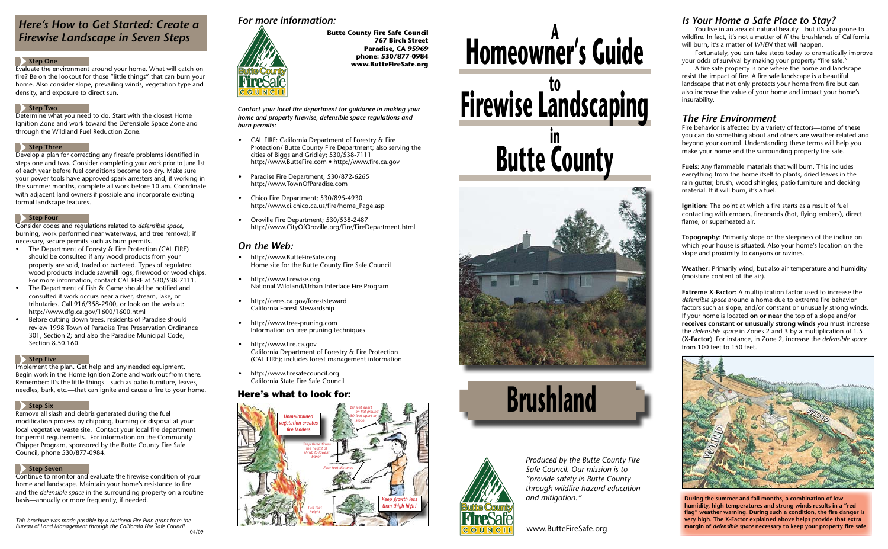## Here's How to Get Started: Create a Firewise Landscape in Seven Steps

### Step One

Evaluate the environment around your home. What will catch on fire? Be on the lookout for those "little things" that can burn your home. Also consider slope, prevailing winds, vegetation type and density, and exposure to direct sun.

### Step Two

Determine what you need to do. Start with the closest Home Ignition Zone and work toward the Defensible Space Zone and through the Wildland Fuel Reduction Zone.

### Step Three

Develop a plan for correcting any firesafe problems identified in steps one and two. Consider completing your work prior to June 1st of each year before fuel conditions become too dry. Make sure your power tools have approved spark arresters and, if working in the summer months, complete all work before 10 am. Coordinate with adjacent land owners if possible and incorporate existing formal landscape features.

### Step Four

Consider codes and regulations related to *defensible space*, burning, work performed near waterways, and tree removal; if necessary, secure permits such as burn permits.

- The Department of Foresty & Fire Protection (CAL FIRE) should be consulted if any wood products from your property are sold, traded or bartered. Types of regulated wood products include sawmill logs, firewood or wood chips. For more information, contact CAL FIRE at 530/538-7111.
- The Department of Fish & Game should be notified and consulted if work occurs near a river, stream, lake, or tributaries. Call 916/358-2900, or look on the web at: http://www.dfg.ca.gov/1600/1600.html
- Before cutting down trees, residents of Paradise should review 1998 Town of Paradise Tree Preservation Ordinance 301, Section 2; and also the Paradise Municipal Code, Section 8.50.160.

### Step Five

Implement the plan. Get help and any needed equipment. Begin work in the Home Ignition Zone and work out from there. Remember: It's the little things—such as patio furniture, leaves, needles, bark, etc.—that can ignite and cause a fire to your home.

### Step Six

Remove all slash and debris generated during the fuel modification process by chipping, burning or disposal at your local vegetative waste site. Contact your local fire department for permit requirements. For information on the Community Chipper Program, sponsored by the Butte County Fire Safe Council, phone 530/877-0984.

### Step Seven

Continue to monitor and evaluate the firewise condition of your home and landscape. Maintain your home's resistance to fire and the *defensible space* in the surrounding property on a routine basis—annually or more frequently, if needed.

*This brochure was made possible by a National Fire Plan grant from the Bureau of Land Management through the California Fire Safe Council.*

04/09

## For more information:

**Butte County Fire Safe Council**
**767 Birch Street**
**Paradise, CA 95969**
**phone: 530/877-0984**
**www.ButteFireSafe.org**

*Contact your local fire department for guidance in making your home and property firewise, defensible space regulations and burn permits:*

- CAL FIRE: California Department of Forestry & Fire Protection/ Butte County Fire Department; also serving the cities of Biggs and Gridley; 530/538-7111 http://www.ButteFire.com • http://www.fire.ca.gov
- Paradise Fire Department; 530/872-6265 http://www.TownOfParadise.com
- Chico Fire Department; 530/895-4930 http://www.ci.chico.ca.us/fire/home_Page.asp
- Oroville Fire Department; 530/538-2487 http://www.CityOfOroville.org/Fire/FireDepartment.html

## On the Web:

- http://www.ButteFireSafe.org
  Home site for the Butte County Fire Safe Council
- http://www.firewise.org
  National Wildland/Urban Interface Fire Program
- http://ceres.ca.gov/foreststeward
  California Forest Stewardship
- http://www.tree-pruning.com
  Information on tree pruning techniques
- http://www.fire.ca.gov
  California Department of Forestry & Fire Protection (CAL FIRE); includes forest management information
- http://www.firesafecouncil.org
  California State Fire Safe Council

## Here's what to look for:

Unmaintained vegetation creates fire ladders

10 feet apart on flat ground 30 feet apart on slope

Keep three times the height of shrub to lowest branch

Four feet distance

Two feet height

Keep growth less than thigh-high!

# A Homeowner's Guide to Firewise Landscaping in Butte County

# Brushland

*Produced by the Butte County Fire Safe Council. Our mission is to "provide safety in Butte County through wildfire hazard education and mitigation."*

www.ButteFireSafe.org

## Is Your Home a Safe Place to Stay?

You live in an area of natural beauty—but it's also prone to wildfire. In fact, it's not a matter of *IF* the brushlands of California will burn, it's a matter of *WHEN* that will happen.

Fortunately, you can take steps today to dramatically improve your odds of survival by making your property "fire safe."

A fire safe property is one where the home and landscape resist the impact of fire. A fire safe landscape is a beautiful landscape that not only protects your home from fire but can also increase the value of your home and impact your home's insurability.

## The Fire Environment

Fire behavior is affected by a variety of factors—some of these you can do something about and others are weather-related and beyond your control. Understanding these terms will help you make your home and the surrounding property fire safe.

**Fuels:** Any flammable materials that will burn. This includes everything from the home itself to plants, dried leaves in the rain gutter, brush, wood shingles, patio furniture and decking material. If it will burn, it's a fuel.

**Ignition:** The point at which a fire starts as a result of fuel contacting with embers, firebrands (hot, flying embers), direct flame, or superheated air.

**Topography:** Primarily slope or the steepness of the incline on which your house is situated. Also your home's location on the slope and proximity to canyons or ravines.

**Weather:** Primarily wind, but also air temperature and humidity (moisture content of the air).

**Extreme X-Factor:** A multiplication factor used to increase the *defensible space* around a home due to extreme fire behavior factors such as slope, and/or constant or unusually strong winds. If your home is located **on or near** the top of a slope and/or **receives constant or unusually strong winds** you must increase the *defensible space* in Zones 2 and 3 by a multiplication of 1.5 (**X-Factor**). For instance, in Zone 2, increase the *defensible space* from 100 feet to 150 feet.

WIND

WIND

**During the summer and fall months, a combination of low humidity, high temperatures and strong winds results in a "red flag" weather warning. During such a condition, the fire danger is very high. The X-Factor explained above helps provide that extra margin of *defensible space* necessary to keep your property fire safe.**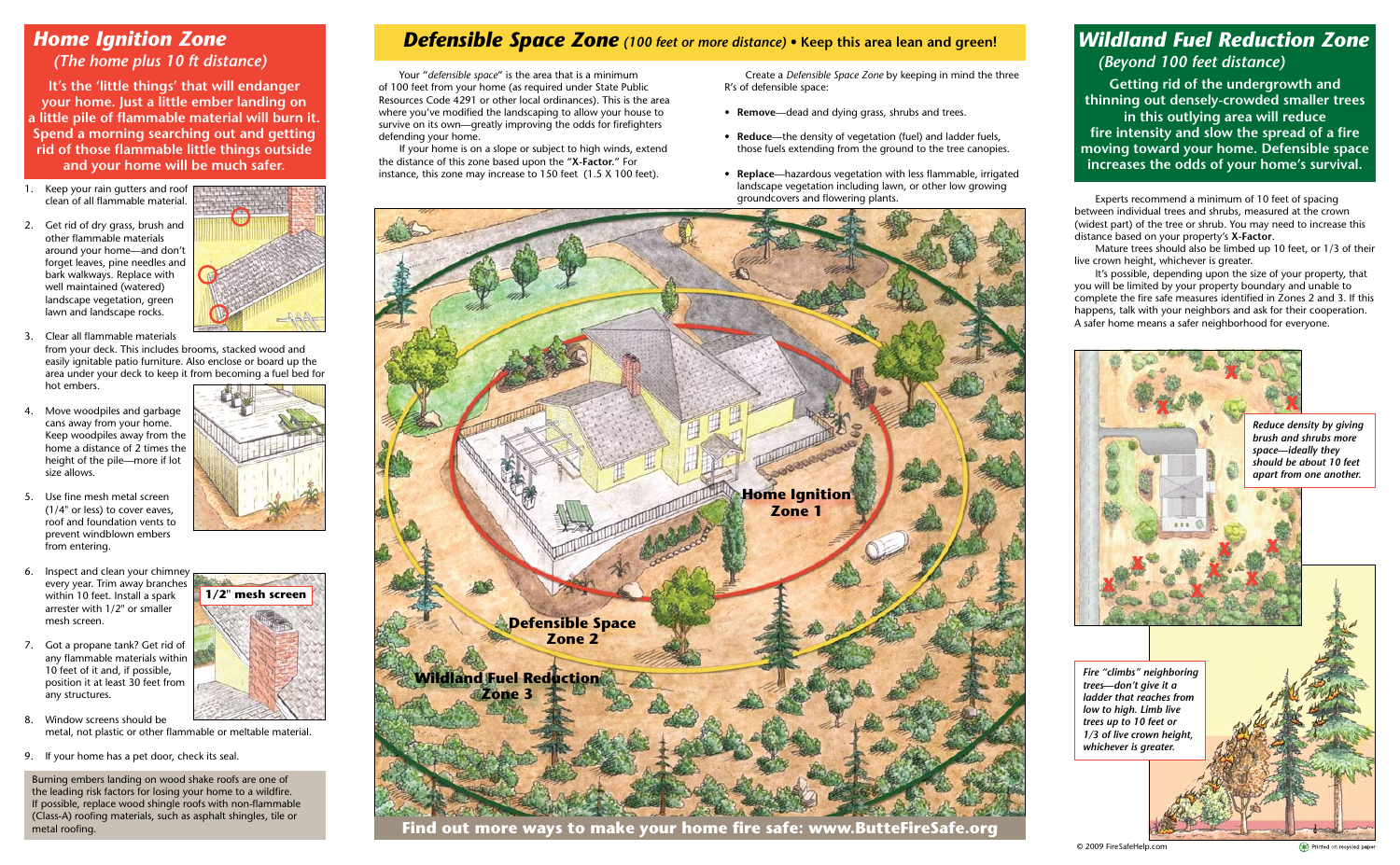## Home Ignition Zone

*(The home plus 10 ft distance)*

**It's the 'little things' that will endanger your home. Just a little ember landing on a little pile of flammable material will burn it. Spend a morning searching out and getting rid of those flammable little things outside and your home will be much safer.**

1. Keep your rain gutters and roof clean of all flammable material.
2. Get rid of dry grass, brush and other flammable materials around your home—and don't forget leaves, pine needles and bark walkways. Replace with well maintained (watered) landscape vegetation, green lawn and landscape rocks.
3. Clear all flammable materials from your deck. This includes brooms, stacked wood and easily ignitable patio furniture. Also enclose or board up the area under your deck to keep it from becoming a fuel bed for hot embers.
4. Move woodpiles and garbage cans away from your home. Keep woodpiles away from the home a distance of 2 times the height of the pile—more if lot size allows.
5. Use fine mesh metal screen (1/4" or less) to cover eaves, roof and foundation vents to prevent windblown embers from entering.
6. Inspect and clean your chimney every year. Trim away branches within 10 feet. Install a spark arrester with 1/2" or smaller mesh screen.
7. Got a propane tank? Get rid of any flammable materials within 10 feet of it and, if possible, position it at least 30 feet from any structures.
8. Window screens should be metal, not plastic or other flammable or meltable material.
9. If your home has a pet door, check its seal.

1/2" mesh screen

Burning embers landing on wood shake roofs are one of the leading risk factors for losing your home to a wildfire. If possible, replace wood shingle roofs with non-flammable (Class-A) roofing materials, such as asphalt shingles, tile or metal roofing.

## Defensible Space Zone *(100 feet or more distance)* • Keep this area lean and green!

Your "*defensible space*" is the area that is a minimum of 100 feet from your home (as required under State Public Resources Code 4291 or other local ordinances). This is the area where you've modified the landscaping to allow your house to survive on its own—greatly improving the odds for firefighters defending your home.

If your home is on a slope or subject to high winds, extend the distance of this zone based upon the "**X-Factor.**" For instance, this zone may increase to 150 feet (1.5 X 100 feet).

Create a *Defensible Space Zone* by keeping in mind the three R's of defensible space:

- **Remove**—dead and dying grass, shrubs and trees.
- **Reduce**—the density of vegetation (fuel) and ladder fuels, those fuels extending from the ground to the tree canopies.
- **Replace**—hazardous vegetation with less flammable, irrigated landscape vegetation including lawn, or other low growing groundcovers and flowering plants.

Home Ignition Zone 1

Defensible Space Zone 2

Wildland Fuel Reduction Zone 3

**Find out more ways to make your home fire safe: www.ButteFireSafe.org**

## Wildland Fuel Reduction Zone

*(Beyond 100 feet distance)*

**Getting rid of the undergrowth and thinning out densely-crowded smaller trees in this outlying area will reduce fire intensity and slow the spread of a fire moving toward your home. Defensible space increases the odds of your home's survival.**

Experts recommend a minimum of 10 feet of spacing between individual trees and shrubs, measured at the crown (widest part) of the tree or shrub. You may need to increase this distance based on your property's **X-Factor**.

Mature trees should also be limbed up 10 feet, or 1/3 of their live crown height, whichever is greater.

It's possible, depending upon the size of your property, that you will be limited by your property boundary and unable to complete the fire safe measures identified in Zones 2 and 3. If this happens, talk with your neighbors and ask for their cooperation. A safer home means a safer neighborhood for everyone.

*Reduce density by giving brush and shrubs more space—ideally they should be about 10 feet apart from one another.*

*Fire "climbs" neighboring trees—don't give it a ladder that reaches from low to high. Limb live trees up to 10 feet or 1/3 of live crown height, whichever is greater.*

© 2009 FireSafeHelp.com

Printed on recycled paper